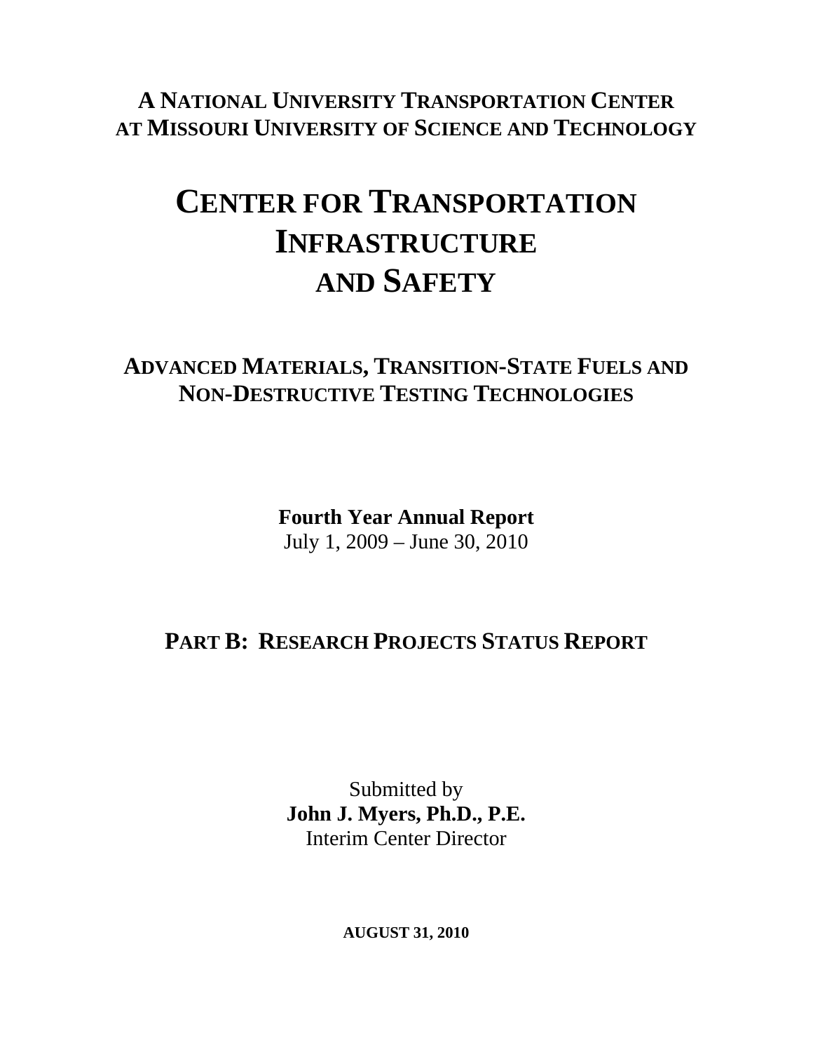**A NATIONAL UNIVERSITY TRANSPORTATION CENTER**
**AT MISSOURI UNIVERSITY OF SCIENCE AND TECHNOLOGY**

# CENTER FOR TRANSPORTATION INFRASTRUCTURE AND SAFETY

## ADVANCED MATERIALS, TRANSITION-STATE FUELS AND NON-DESTRUCTIVE TESTING TECHNOLOGIES

**Fourth Year Annual Report**
July 1, 2009 – June 30, 2010

## PART B: RESEARCH PROJECTS STATUS REPORT

Submitted by
**John J. Myers, Ph.D., P.E.**
Interim Center Director

**AUGUST 31, 2010**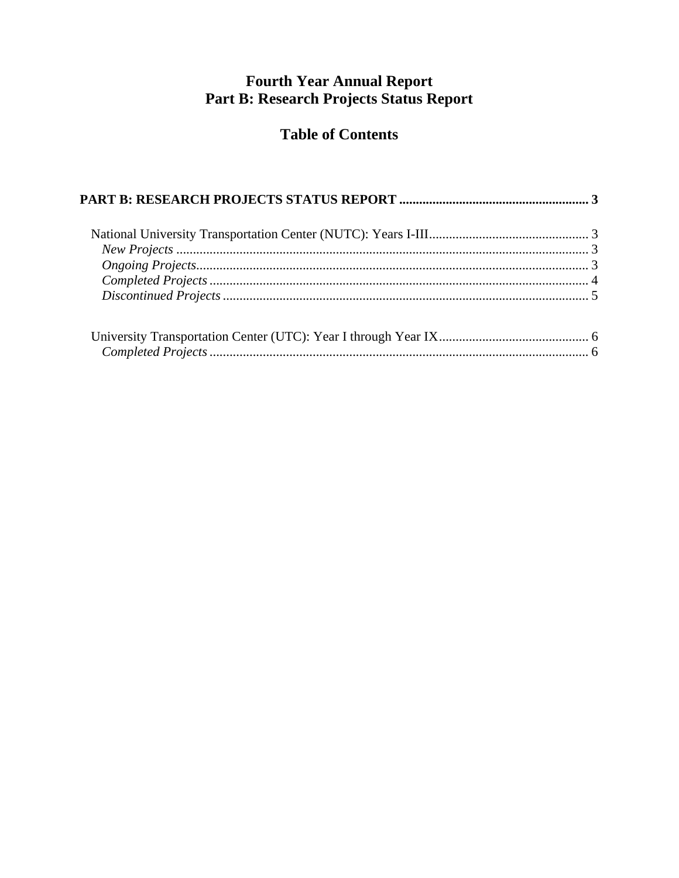# Fourth Year Annual Report
# Part B: Research Projects Status Report

## Table of Contents

**PART B: RESEARCH PROJECTS STATUS REPORT ......................................................... 3**

National University Transportation Center (NUTC): Years I-III................................................ 3
- *New Projects* ............................................................................................................ 3
- *Ongoing Projects*...................................................................................................... 3
- *Completed Projects* .................................................................................................. 4
- *Discontinued Projects* .............................................................................................. 5

University Transportation Center (UTC): Year I through Year IX............................................. 6
- *Completed Projects* .................................................................................................. 6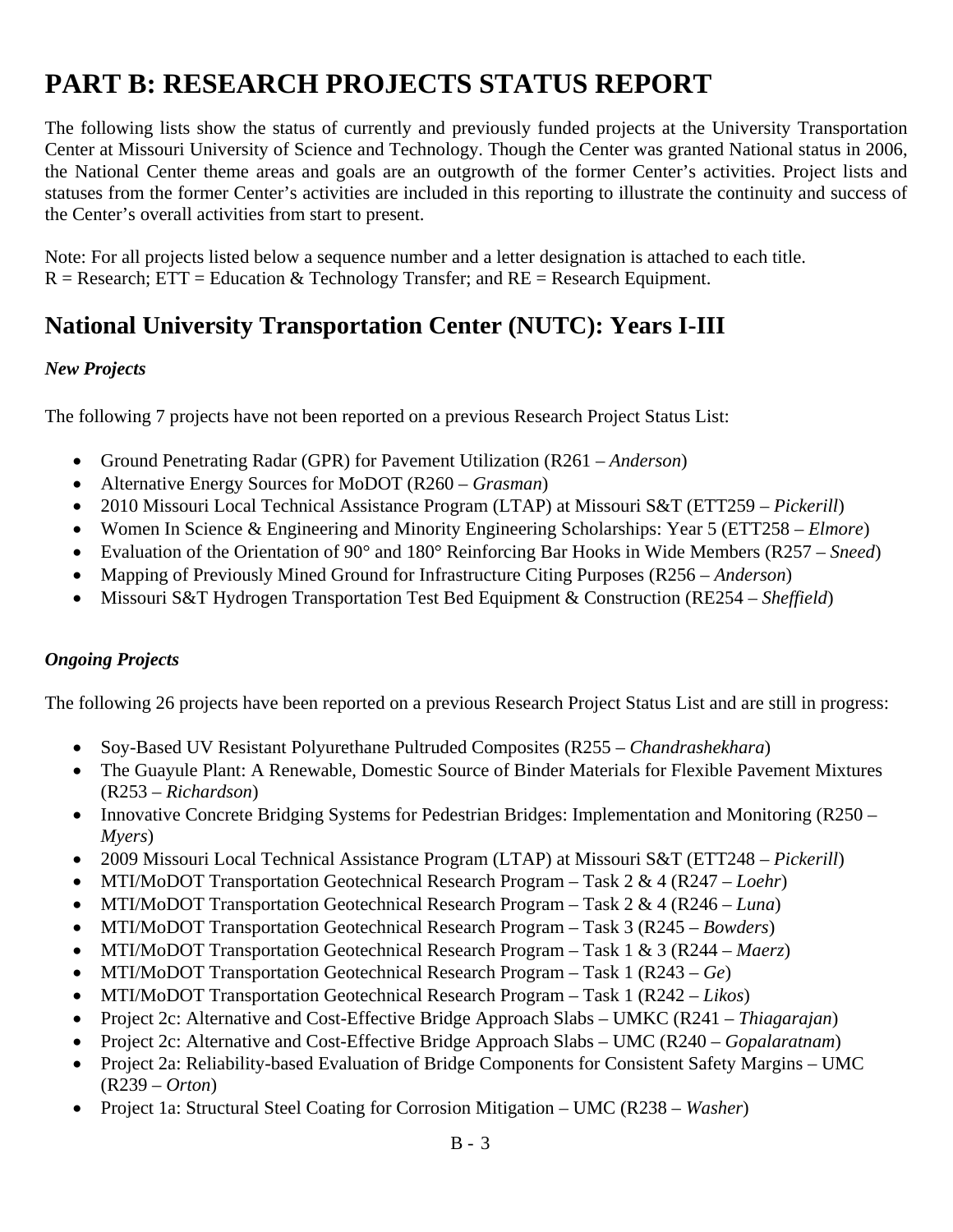# PART B: RESEARCH PROJECTS STATUS REPORT

The following lists show the status of currently and previously funded projects at the University Transportation Center at Missouri University of Science and Technology. Though the Center was granted National status in 2006, the National Center theme areas and goals are an outgrowth of the former Center's activities. Project lists and statuses from the former Center's activities are included in this reporting to illustrate the continuity and success of the Center's overall activities from start to present.

Note: For all projects listed below a sequence number and a letter designation is attached to each title. R = Research; ETT = Education & Technology Transfer; and RE = Research Equipment.

## National University Transportation Center (NUTC): Years I-III

### *New Projects*

The following 7 projects have not been reported on a previous Research Project Status List:

- Ground Penetrating Radar (GPR) for Pavement Utilization (R261 – *Anderson*)
- Alternative Energy Sources for MoDOT (R260 – *Grasman*)
- 2010 Missouri Local Technical Assistance Program (LTAP) at Missouri S&T (ETT259 – *Pickerill*)
- Women In Science & Engineering and Minority Engineering Scholarships: Year 5 (ETT258 – *Elmore*)
- Evaluation of the Orientation of 90° and 180° Reinforcing Bar Hooks in Wide Members (R257 – *Sneed*)
- Mapping of Previously Mined Ground for Infrastructure Citing Purposes (R256 – *Anderson*)
- Missouri S&T Hydrogen Transportation Test Bed Equipment & Construction (RE254 – *Sheffield*)

### *Ongoing Projects*

The following 26 projects have been reported on a previous Research Project Status List and are still in progress:

- Soy-Based UV Resistant Polyurethane Pultruded Composites (R255 – *Chandrashekhara*)
- The Guayule Plant: A Renewable, Domestic Source of Binder Materials for Flexible Pavement Mixtures (R253 – *Richardson*)
- Innovative Concrete Bridging Systems for Pedestrian Bridges: Implementation and Monitoring (R250 – *Myers*)
- 2009 Missouri Local Technical Assistance Program (LTAP) at Missouri S&T (ETT248 – *Pickerill*)
- MTI/MoDOT Transportation Geotechnical Research Program – Task 2 & 4 (R247 – *Loehr*)
- MTI/MoDOT Transportation Geotechnical Research Program – Task 2 & 4 (R246 – *Luna*)
- MTI/MoDOT Transportation Geotechnical Research Program – Task 3 (R245 – *Bowders*)
- MTI/MoDOT Transportation Geotechnical Research Program – Task 1 & 3 (R244 – *Maerz*)
- MTI/MoDOT Transportation Geotechnical Research Program – Task 1 (R243 – *Ge*)
- MTI/MoDOT Transportation Geotechnical Research Program – Task 1 (R242 – *Likos*)
- Project 2c: Alternative and Cost-Effective Bridge Approach Slabs – UMKC (R241 – *Thiagarajan*)
- Project 2c: Alternative and Cost-Effective Bridge Approach Slabs – UMC (R240 – *Gopalaratnam*)
- Project 2a: Reliability-based Evaluation of Bridge Components for Consistent Safety Margins – UMC (R239 – *Orton*)
- Project 1a: Structural Steel Coating for Corrosion Mitigation – UMC (R238 – *Washer*)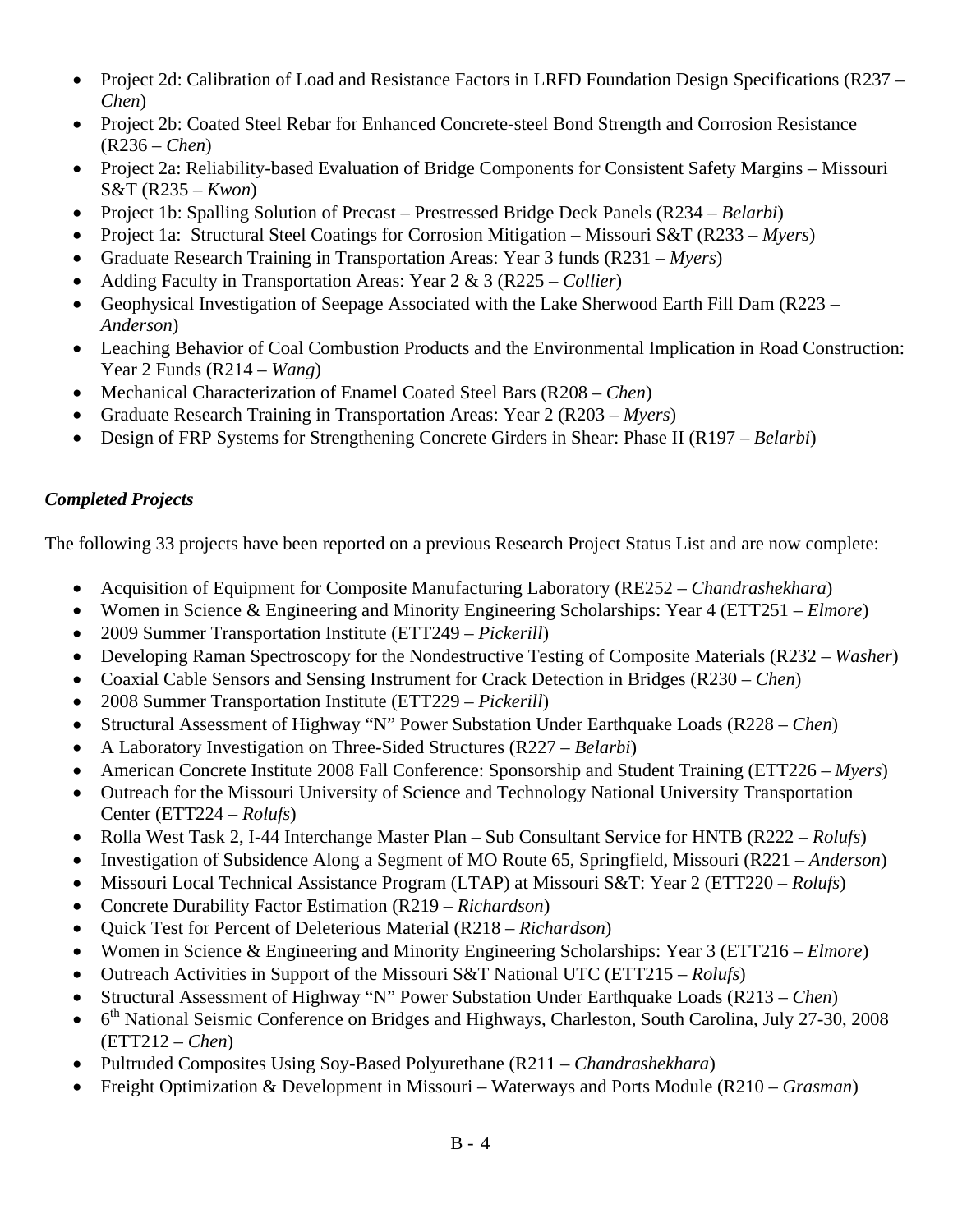- Project 2d: Calibration of Load and Resistance Factors in LRFD Foundation Design Specifications (R237 – *Chen*)
- Project 2b: Coated Steel Rebar for Enhanced Concrete-steel Bond Strength and Corrosion Resistance (R236 – *Chen*)
- Project 2a: Reliability-based Evaluation of Bridge Components for Consistent Safety Margins – Missouri S&T (R235 – *Kwon*)
- Project 1b: Spalling Solution of Precast – Prestressed Bridge Deck Panels (R234 – *Belarbi*)
- Project 1a: Structural Steel Coatings for Corrosion Mitigation – Missouri S&T (R233 – *Myers*)
- Graduate Research Training in Transportation Areas: Year 3 funds (R231 – *Myers*)
- Adding Faculty in Transportation Areas: Year 2 & 3 (R225 – *Collier*)
- Geophysical Investigation of Seepage Associated with the Lake Sherwood Earth Fill Dam (R223 – *Anderson*)
- Leaching Behavior of Coal Combustion Products and the Environmental Implication in Road Construction: Year 2 Funds (R214 – *Wang*)
- Mechanical Characterization of Enamel Coated Steel Bars (R208 – *Chen*)
- Graduate Research Training in Transportation Areas: Year 2 (R203 – *Myers*)
- Design of FRP Systems for Strengthening Concrete Girders in Shear: Phase II (R197 – *Belarbi*)

***Completed Projects***

The following 33 projects have been reported on a previous Research Project Status List and are now complete:

- Acquisition of Equipment for Composite Manufacturing Laboratory (RE252 – *Chandrashekhara*)
- Women in Science & Engineering and Minority Engineering Scholarships: Year 4 (ETT251 – *Elmore*)
- 2009 Summer Transportation Institute (ETT249 – *Pickerill*)
- Developing Raman Spectroscopy for the Nondestructive Testing of Composite Materials (R232 – *Washer*)
- Coaxial Cable Sensors and Sensing Instrument for Crack Detection in Bridges (R230 – *Chen*)
- 2008 Summer Transportation Institute (ETT229 – *Pickerill*)
- Structural Assessment of Highway "N" Power Substation Under Earthquake Loads (R228 – *Chen*)
- A Laboratory Investigation on Three-Sided Structures (R227 – *Belarbi*)
- American Concrete Institute 2008 Fall Conference: Sponsorship and Student Training (ETT226 – *Myers*)
- Outreach for the Missouri University of Science and Technology National University Transportation Center (ETT224 – *Rolufs*)
- Rolla West Task 2, I-44 Interchange Master Plan – Sub Consultant Service for HNTB (R222 – *Rolufs*)
- Investigation of Subsidence Along a Segment of MO Route 65, Springfield, Missouri (R221 – *Anderson*)
- Missouri Local Technical Assistance Program (LTAP) at Missouri S&T: Year 2 (ETT220 – *Rolufs*)
- Concrete Durability Factor Estimation (R219 – *Richardson*)
- Quick Test for Percent of Deleterious Material (R218 – *Richardson*)
- Women in Science & Engineering and Minority Engineering Scholarships: Year 3 (ETT216 – *Elmore*)
- Outreach Activities in Support of the Missouri S&T National UTC (ETT215 – *Rolufs*)
- Structural Assessment of Highway "N" Power Substation Under Earthquake Loads (R213 – *Chen*)
- 6th National Seismic Conference on Bridges and Highways, Charleston, South Carolina, July 27-30, 2008 (ETT212 – *Chen*)
- Pultruded Composites Using Soy-Based Polyurethane (R211 – *Chandrashekhara*)
- Freight Optimization & Development in Missouri – Waterways and Ports Module (R210 – *Grasman*)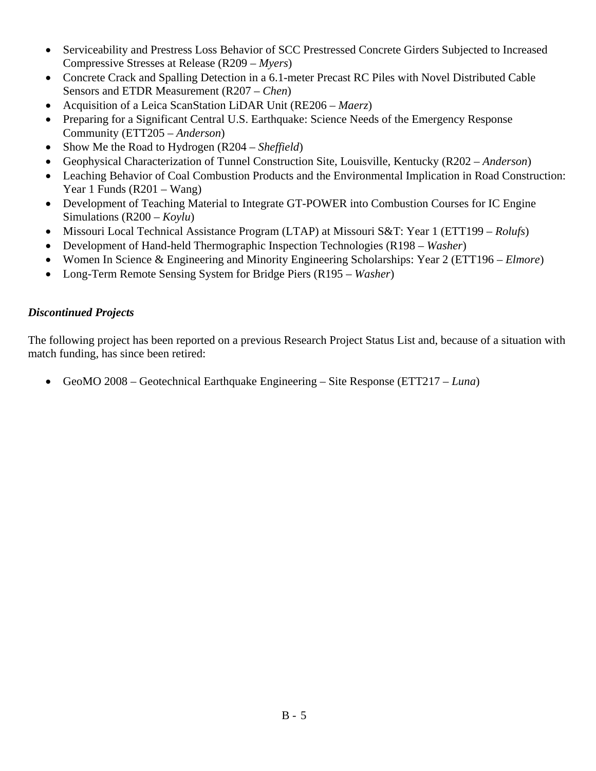- Serviceability and Prestress Loss Behavior of SCC Prestressed Concrete Girders Subjected to Increased Compressive Stresses at Release (R209 – *Myers*)
- Concrete Crack and Spalling Detection in a 6.1-meter Precast RC Piles with Novel Distributed Cable Sensors and ETDR Measurement (R207 – *Chen*)
- Acquisition of a Leica ScanStation LiDAR Unit (RE206 – *Maerz*)
- Preparing for a Significant Central U.S. Earthquake: Science Needs of the Emergency Response Community (ETT205 – *Anderson*)
- Show Me the Road to Hydrogen (R204 – *Sheffield*)
- Geophysical Characterization of Tunnel Construction Site, Louisville, Kentucky (R202 – *Anderson*)
- Leaching Behavior of Coal Combustion Products and the Environmental Implication in Road Construction: Year 1 Funds (R201 – Wang)
- Development of Teaching Material to Integrate GT-POWER into Combustion Courses for IC Engine Simulations (R200 – *Koylu*)
- Missouri Local Technical Assistance Program (LTAP) at Missouri S&T: Year 1 (ETT199 – *Rolufs*)
- Development of Hand-held Thermographic Inspection Technologies (R198 – *Washer*)
- Women In Science & Engineering and Minority Engineering Scholarships: Year 2 (ETT196 – *Elmore*)
- Long-Term Remote Sensing System for Bridge Piers (R195 – *Washer*)

***Discontinued Projects***

The following project has been reported on a previous Research Project Status List and, because of a situation with match funding, has since been retired:

- GeoMO 2008 – Geotechnical Earthquake Engineering – Site Response (ETT217 – *Luna*)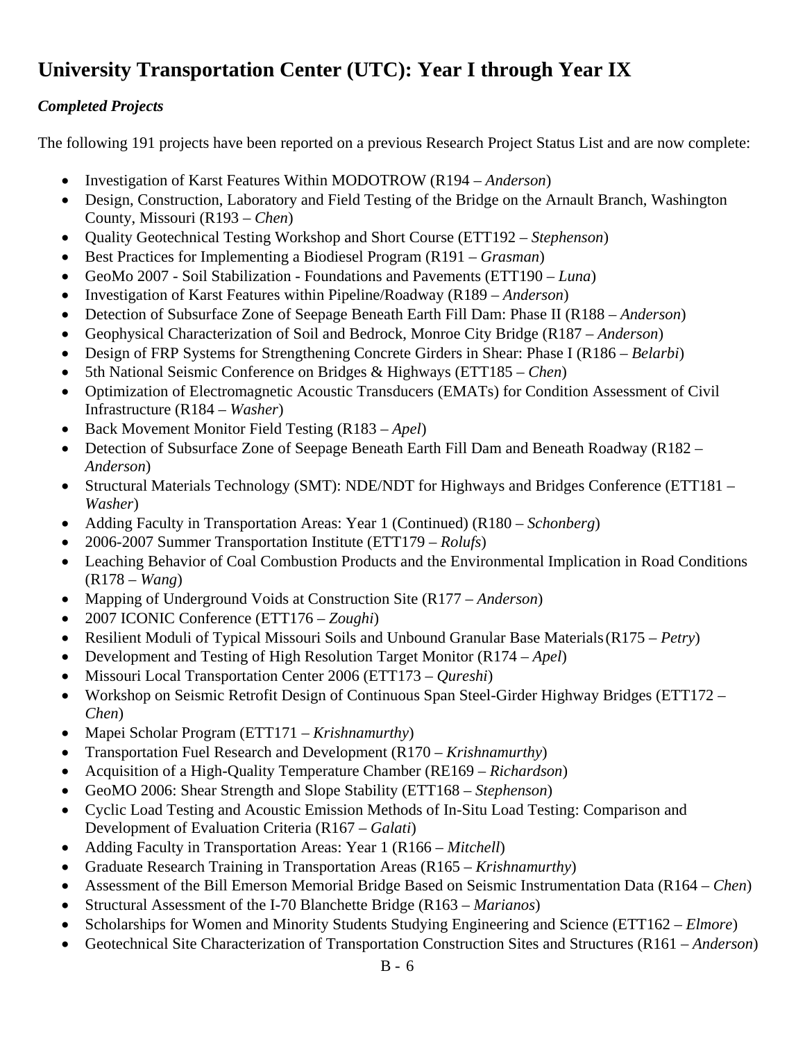## University Transportation Center (UTC): Year I through Year IX

### *Completed Projects*

The following 191 projects have been reported on a previous Research Project Status List and are now complete:

- Investigation of Karst Features Within MODOTROW (R194 – *Anderson*)
- Design, Construction, Laboratory and Field Testing of the Bridge on the Arnault Branch, Washington County, Missouri (R193 – *Chen*)
- Quality Geotechnical Testing Workshop and Short Course (ETT192 – *Stephenson*)
- Best Practices for Implementing a Biodiesel Program (R191 – *Grasman*)
- GeoMo 2007 - Soil Stabilization - Foundations and Pavements (ETT190 – *Luna*)
- Investigation of Karst Features within Pipeline/Roadway (R189 – *Anderson*)
- Detection of Subsurface Zone of Seepage Beneath Earth Fill Dam: Phase II (R188 – *Anderson*)
- Geophysical Characterization of Soil and Bedrock, Monroe City Bridge (R187 – *Anderson*)
- Design of FRP Systems for Strengthening Concrete Girders in Shear: Phase I (R186 – *Belarbi*)
- 5th National Seismic Conference on Bridges & Highways (ETT185 – *Chen*)
- Optimization of Electromagnetic Acoustic Transducers (EMATs) for Condition Assessment of Civil Infrastructure (R184 – *Washer*)
- Back Movement Monitor Field Testing (R183 – *Apel*)
- Detection of Subsurface Zone of Seepage Beneath Earth Fill Dam and Beneath Roadway (R182 – *Anderson*)
- Structural Materials Technology (SMT): NDE/NDT for Highways and Bridges Conference (ETT181 – *Washer*)
- Adding Faculty in Transportation Areas: Year 1 (Continued) (R180 – *Schonberg*)
- 2006-2007 Summer Transportation Institute (ETT179 – *Rolufs*)
- Leaching Behavior of Coal Combustion Products and the Environmental Implication in Road Conditions (R178 – *Wang*)
- Mapping of Underground Voids at Construction Site (R177 – *Anderson*)
- 2007 ICONIC Conference (ETT176 – *Zoughi*)
- Resilient Moduli of Typical Missouri Soils and Unbound Granular Base Materials (R175 – *Petry*)
- Development and Testing of High Resolution Target Monitor (R174 – *Apel*)
- Missouri Local Transportation Center 2006 (ETT173 – *Qureshi*)
- Workshop on Seismic Retrofit Design of Continuous Span Steel-Girder Highway Bridges (ETT172 – *Chen*)
- Mapei Scholar Program (ETT171 – *Krishnamurthy*)
- Transportation Fuel Research and Development (R170 – *Krishnamurthy*)
- Acquisition of a High-Quality Temperature Chamber (RE169 – *Richardson*)
- GeoMO 2006: Shear Strength and Slope Stability (ETT168 – *Stephenson*)
- Cyclic Load Testing and Acoustic Emission Methods of In-Situ Load Testing: Comparison and Development of Evaluation Criteria (R167 – *Galati*)
- Adding Faculty in Transportation Areas: Year 1 (R166 – *Mitchell*)
- Graduate Research Training in Transportation Areas (R165 – *Krishnamurthy*)
- Assessment of the Bill Emerson Memorial Bridge Based on Seismic Instrumentation Data (R164 – *Chen*)
- Structural Assessment of the I-70 Blanchette Bridge (R163 – *Marianos*)
- Scholarships for Women and Minority Students Studying Engineering and Science (ETT162 – *Elmore*)
- Geotechnical Site Characterization of Transportation Construction Sites and Structures (R161 – *Anderson*)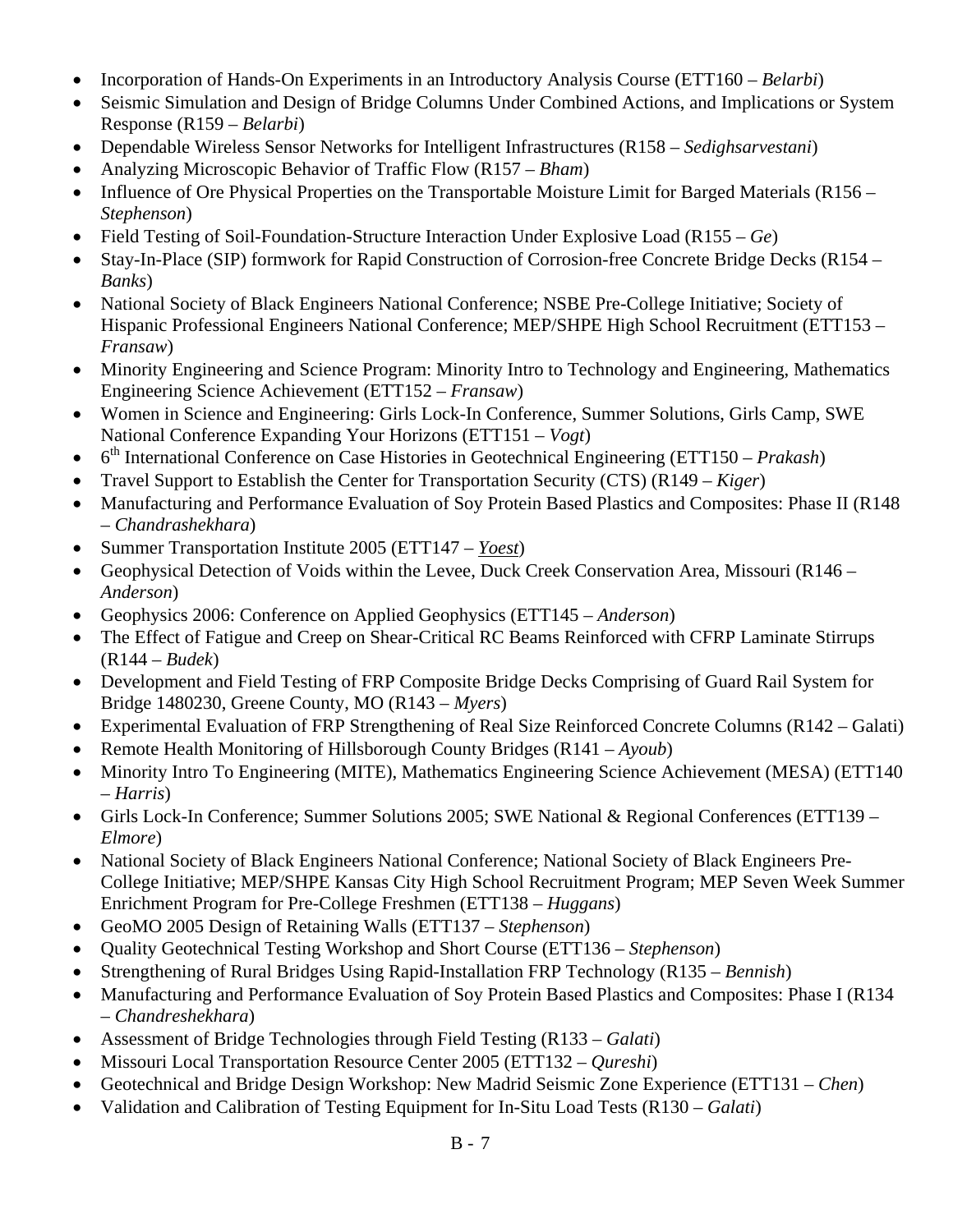- Incorporation of Hands-On Experiments in an Introductory Analysis Course (ETT160 – *Belarbi*)
- Seismic Simulation and Design of Bridge Columns Under Combined Actions, and Implications or System Response (R159 – *Belarbi*)
- Dependable Wireless Sensor Networks for Intelligent Infrastructures (R158 – *Sedighsarvestani*)
- Analyzing Microscopic Behavior of Traffic Flow (R157 – *Bham*)
- Influence of Ore Physical Properties on the Transportable Moisture Limit for Barged Materials (R156 – *Stephenson*)
- Field Testing of Soil-Foundation-Structure Interaction Under Explosive Load (R155 – *Ge*)
- Stay-In-Place (SIP) formwork for Rapid Construction of Corrosion-free Concrete Bridge Decks (R154 – *Banks*)
- National Society of Black Engineers National Conference; NSBE Pre-College Initiative; Society of Hispanic Professional Engineers National Conference; MEP/SHPE High School Recruitment (ETT153 – *Fransaw*)
- Minority Engineering and Science Program: Minority Intro to Technology and Engineering, Mathematics Engineering Science Achievement (ETT152 – *Fransaw*)
- Women in Science and Engineering: Girls Lock-In Conference, Summer Solutions, Girls Camp, SWE National Conference Expanding Your Horizons (ETT151 – *Vogt*)
- 6th International Conference on Case Histories in Geotechnical Engineering (ETT150 – *Prakash*)
- Travel Support to Establish the Center for Transportation Security (CTS) (R149 – *Kiger*)
- Manufacturing and Performance Evaluation of Soy Protein Based Plastics and Composites: Phase II (R148 – *Chandrashekhara*)
- Summer Transportation Institute 2005 (ETT147 – *Yoest*)
- Geophysical Detection of Voids within the Levee, Duck Creek Conservation Area, Missouri (R146 – *Anderson*)
- Geophysics 2006: Conference on Applied Geophysics (ETT145 – *Anderson*)
- The Effect of Fatigue and Creep on Shear-Critical RC Beams Reinforced with CFRP Laminate Stirrups (R144 – *Budek*)
- Development and Field Testing of FRP Composite Bridge Decks Comprising of Guard Rail System for Bridge 1480230, Greene County, MO (R143 – *Myers*)
- Experimental Evaluation of FRP Strengthening of Real Size Reinforced Concrete Columns (R142 – Galati)
- Remote Health Monitoring of Hillsborough County Bridges (R141 – *Ayoub*)
- Minority Intro To Engineering (MITE), Mathematics Engineering Science Achievement (MESA) (ETT140 – *Harris*)
- Girls Lock-In Conference; Summer Solutions 2005; SWE National & Regional Conferences (ETT139 – *Elmore*)
- National Society of Black Engineers National Conference; National Society of Black Engineers Pre-College Initiative; MEP/SHPE Kansas City High School Recruitment Program; MEP Seven Week Summer Enrichment Program for Pre-College Freshmen (ETT138 – *Huggans*)
- GeoMO 2005 Design of Retaining Walls (ETT137 – *Stephenson*)
- Quality Geotechnical Testing Workshop and Short Course (ETT136 – *Stephenson*)
- Strengthening of Rural Bridges Using Rapid-Installation FRP Technology (R135 – *Bennish*)
- Manufacturing and Performance Evaluation of Soy Protein Based Plastics and Composites: Phase I (R134 – *Chandreshekhara*)
- Assessment of Bridge Technologies through Field Testing (R133 – *Galati*)
- Missouri Local Transportation Resource Center 2005 (ETT132 – *Qureshi*)
- Geotechnical and Bridge Design Workshop: New Madrid Seismic Zone Experience (ETT131 – *Chen*)
- Validation and Calibration of Testing Equipment for In-Situ Load Tests (R130 – *Galati*)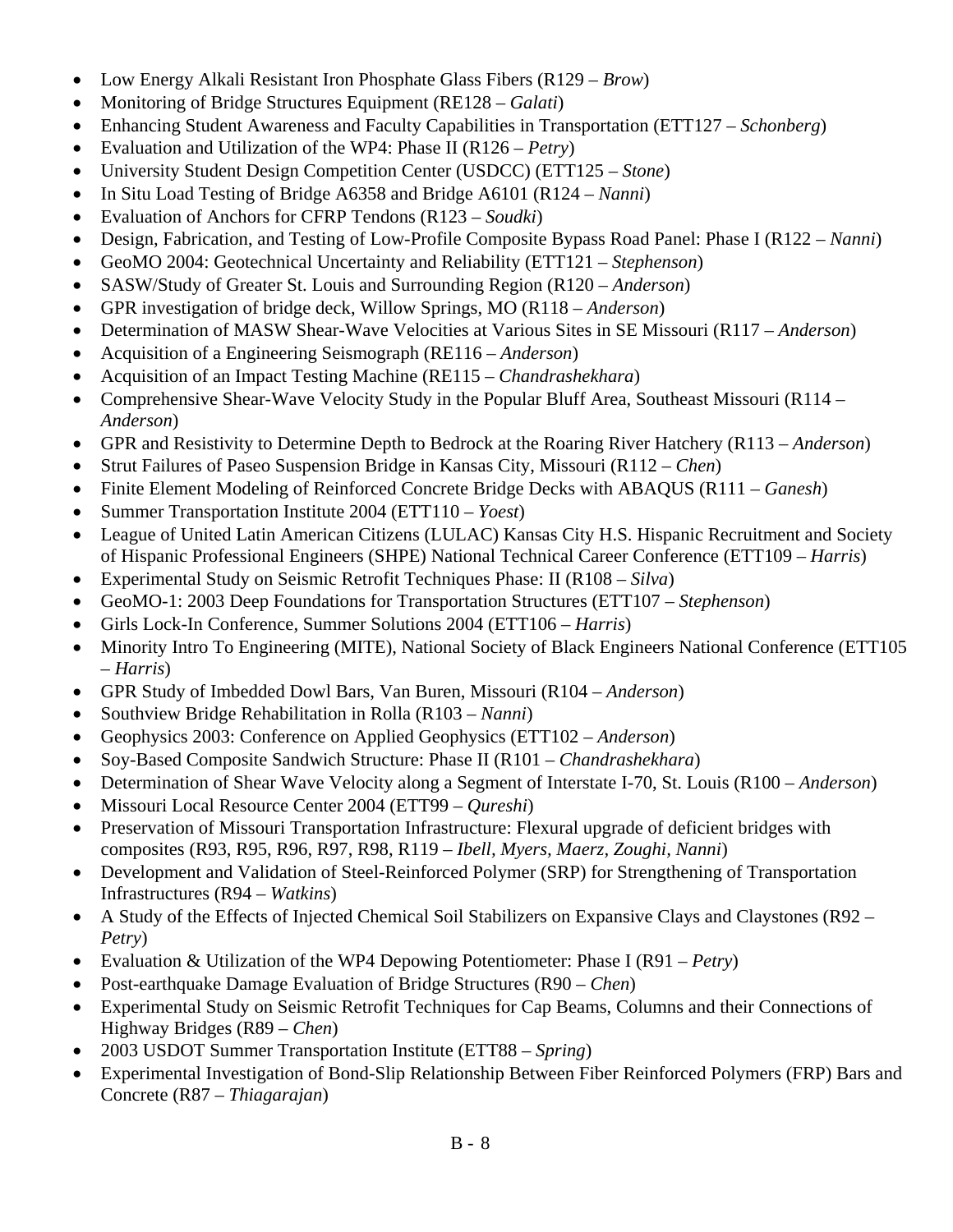- Low Energy Alkali Resistant Iron Phosphate Glass Fibers (R129 – *Brow*)
- Monitoring of Bridge Structures Equipment (RE128 – *Galati*)
- Enhancing Student Awareness and Faculty Capabilities in Transportation (ETT127 – *Schonberg*)
- Evaluation and Utilization of the WP4: Phase II (R126 – *Petry*)
- University Student Design Competition Center (USDCC) (ETT125 – *Stone*)
- In Situ Load Testing of Bridge A6358 and Bridge A6101 (R124 – *Nanni*)
- Evaluation of Anchors for CFRP Tendons (R123 – *Soudki*)
- Design, Fabrication, and Testing of Low-Profile Composite Bypass Road Panel: Phase I (R122 – *Nanni*)
- GeoMO 2004: Geotechnical Uncertainty and Reliability (ETT121 – *Stephenson*)
- SASW/Study of Greater St. Louis and Surrounding Region (R120 – *Anderson*)
- GPR investigation of bridge deck, Willow Springs, MO (R118 – *Anderson*)
- Determination of MASW Shear-Wave Velocities at Various Sites in SE Missouri (R117 – *Anderson*)
- Acquisition of a Engineering Seismograph (RE116 – *Anderson*)
- Acquisition of an Impact Testing Machine (RE115 – *Chandrashekhara*)
- Comprehensive Shear-Wave Velocity Study in the Popular Bluff Area, Southeast Missouri (R114 – *Anderson*)
- GPR and Resistivity to Determine Depth to Bedrock at the Roaring River Hatchery (R113 – *Anderson*)
- Strut Failures of Paseo Suspension Bridge in Kansas City, Missouri (R112 – *Chen*)
- Finite Element Modeling of Reinforced Concrete Bridge Decks with ABAQUS (R111 – *Ganesh*)
- Summer Transportation Institute 2004 (ETT110 – *Yoest*)
- League of United Latin American Citizens (LULAC) Kansas City H.S. Hispanic Recruitment and Society of Hispanic Professional Engineers (SHPE) National Technical Career Conference (ETT109 – *Harris*)
- Experimental Study on Seismic Retrofit Techniques Phase: II (R108 – *Silva*)
- GeoMO-1: 2003 Deep Foundations for Transportation Structures (ETT107 – *Stephenson*)
- Girls Lock-In Conference, Summer Solutions 2004 (ETT106 – *Harris*)
- Minority Intro To Engineering (MITE), National Society of Black Engineers National Conference (ETT105 – *Harris*)
- GPR Study of Imbedded Dowl Bars, Van Buren, Missouri (R104 – *Anderson*)
- Southview Bridge Rehabilitation in Rolla (R103 – *Nanni*)
- Geophysics 2003: Conference on Applied Geophysics (ETT102 – *Anderson*)
- Soy-Based Composite Sandwich Structure: Phase II (R101 – *Chandrashekhara*)
- Determination of Shear Wave Velocity along a Segment of Interstate I-70, St. Louis (R100 – *Anderson*)
- Missouri Local Resource Center 2004 (ETT99 – *Qureshi*)
- Preservation of Missouri Transportation Infrastructure: Flexural upgrade of deficient bridges with composites (R93, R95, R96, R97, R98, R119 – *Ibell, Myers, Maerz, Zoughi, Nanni*)
- Development and Validation of Steel-Reinforced Polymer (SRP) for Strengthening of Transportation Infrastructures (R94 – *Watkins*)
- A Study of the Effects of Injected Chemical Soil Stabilizers on Expansive Clays and Claystones (R92 – *Petry*)
- Evaluation & Utilization of the WP4 Depowing Potentiometer: Phase I (R91 – *Petry*)
- Post-earthquake Damage Evaluation of Bridge Structures (R90 – *Chen*)
- Experimental Study on Seismic Retrofit Techniques for Cap Beams, Columns and their Connections of Highway Bridges (R89 – *Chen*)
- 2003 USDOT Summer Transportation Institute (ETT88 – *Spring*)
- Experimental Investigation of Bond-Slip Relationship Between Fiber Reinforced Polymers (FRP) Bars and Concrete (R87 – *Thiagarajan*)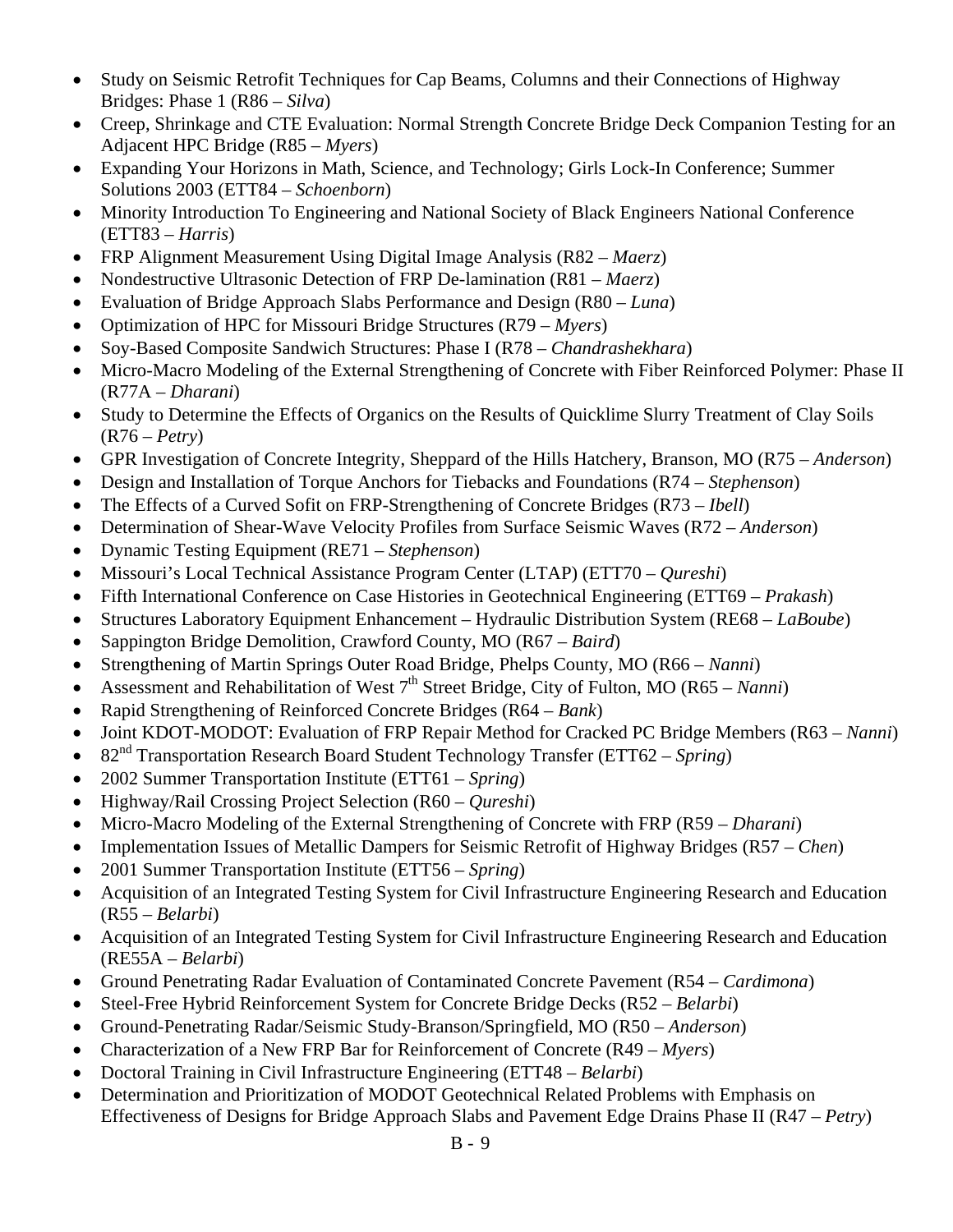- Study on Seismic Retrofit Techniques for Cap Beams, Columns and their Connections of Highway Bridges: Phase 1 (R86 – *Silva*)
- Creep, Shrinkage and CTE Evaluation: Normal Strength Concrete Bridge Deck Companion Testing for an Adjacent HPC Bridge (R85 – *Myers*)
- Expanding Your Horizons in Math, Science, and Technology; Girls Lock-In Conference; Summer Solutions 2003 (ETT84 – *Schoenborn*)
- Minority Introduction To Engineering and National Society of Black Engineers National Conference (ETT83 – *Harris*)
- FRP Alignment Measurement Using Digital Image Analysis (R82 – *Maerz*)
- Nondestructive Ultrasonic Detection of FRP De-lamination (R81 – *Maerz*)
- Evaluation of Bridge Approach Slabs Performance and Design (R80 – *Luna*)
- Optimization of HPC for Missouri Bridge Structures (R79 – *Myers*)
- Soy-Based Composite Sandwich Structures: Phase I (R78 – *Chandrashekhara*)
- Micro-Macro Modeling of the External Strengthening of Concrete with Fiber Reinforced Polymer: Phase II (R77A – *Dharani*)
- Study to Determine the Effects of Organics on the Results of Quicklime Slurry Treatment of Clay Soils (R76 – *Petry*)
- GPR Investigation of Concrete Integrity, Sheppard of the Hills Hatchery, Branson, MO (R75 – *Anderson*)
- Design and Installation of Torque Anchors for Tiebacks and Foundations (R74 – *Stephenson*)
- The Effects of a Curved Sofit on FRP-Strengthening of Concrete Bridges (R73 – *Ibell*)
- Determination of Shear-Wave Velocity Profiles from Surface Seismic Waves (R72 – *Anderson*)
- Dynamic Testing Equipment (RE71 – *Stephenson*)
- Missouri's Local Technical Assistance Program Center (LTAP) (ETT70 – *Qureshi*)
- Fifth International Conference on Case Histories in Geotechnical Engineering (ETT69 – *Prakash*)
- Structures Laboratory Equipment Enhancement – Hydraulic Distribution System (RE68 – *LaBoube*)
- Sappington Bridge Demolition, Crawford County, MO (R67 – *Baird*)
- Strengthening of Martin Springs Outer Road Bridge, Phelps County, MO (R66 – *Nanni*)
- Assessment and Rehabilitation of West 7th Street Bridge, City of Fulton, MO (R65 – *Nanni*)
- Rapid Strengthening of Reinforced Concrete Bridges (R64 – *Bank*)
- Joint KDOT-MODOT: Evaluation of FRP Repair Method for Cracked PC Bridge Members (R63 – *Nanni*)
- 82nd Transportation Research Board Student Technology Transfer (ETT62 – *Spring*)
- 2002 Summer Transportation Institute (ETT61 – *Spring*)
- Highway/Rail Crossing Project Selection (R60 – *Qureshi*)
- Micro-Macro Modeling of the External Strengthening of Concrete with FRP (R59 – *Dharani*)
- Implementation Issues of Metallic Dampers for Seismic Retrofit of Highway Bridges (R57 – *Chen*)
- 2001 Summer Transportation Institute (ETT56 – *Spring*)
- Acquisition of an Integrated Testing System for Civil Infrastructure Engineering Research and Education (R55 – *Belarbi*)
- Acquisition of an Integrated Testing System for Civil Infrastructure Engineering Research and Education (RE55A – *Belarbi*)
- Ground Penetrating Radar Evaluation of Contaminated Concrete Pavement (R54 – *Cardimona*)
- Steel-Free Hybrid Reinforcement System for Concrete Bridge Decks (R52 – *Belarbi*)
- Ground-Penetrating Radar/Seismic Study-Branson/Springfield, MO (R50 – *Anderson*)
- Characterization of a New FRP Bar for Reinforcement of Concrete (R49 – *Myers*)
- Doctoral Training in Civil Infrastructure Engineering (ETT48 – *Belarbi*)
- Determination and Prioritization of MODOT Geotechnical Related Problems with Emphasis on Effectiveness of Designs for Bridge Approach Slabs and Pavement Edge Drains Phase II (R47 – *Petry*)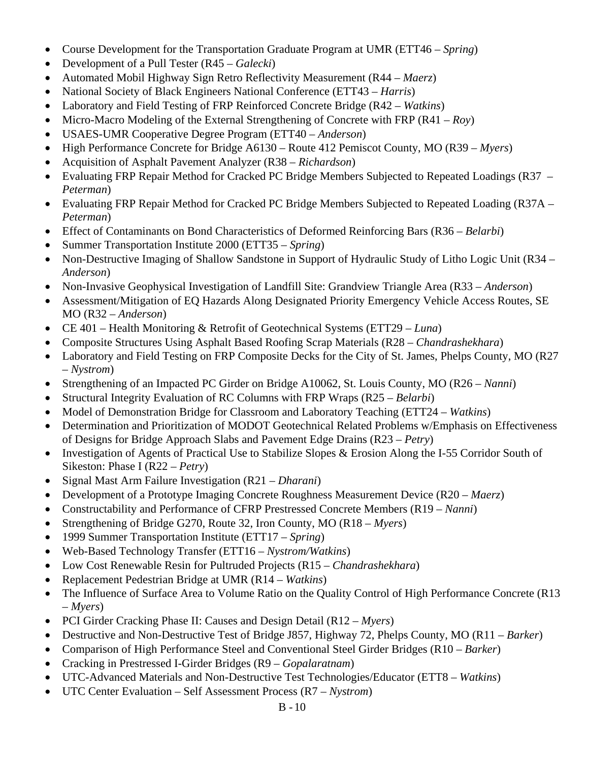- Course Development for the Transportation Graduate Program at UMR (ETT46 – *Spring*)
- Development of a Pull Tester (R45 – *Galecki*)
- Automated Mobil Highway Sign Retro Reflectivity Measurement (R44 – *Maerz*)
- National Society of Black Engineers National Conference (ETT43 – *Harris*)
- Laboratory and Field Testing of FRP Reinforced Concrete Bridge (R42 – *Watkins*)
- Micro-Macro Modeling of the External Strengthening of Concrete with FRP (R41 – *Roy*)
- USAES-UMR Cooperative Degree Program (ETT40 – *Anderson*)
- High Performance Concrete for Bridge A6130 – Route 412 Pemiscot County, MO (R39 – *Myers*)
- Acquisition of Asphalt Pavement Analyzer (R38 – *Richardson*)
- Evaluating FRP Repair Method for Cracked PC Bridge Members Subjected to Repeated Loadings (R37 – *Peterman*)
- Evaluating FRP Repair Method for Cracked PC Bridge Members Subjected to Repeated Loading (R37A – *Peterman*)
- Effect of Contaminants on Bond Characteristics of Deformed Reinforcing Bars (R36 – *Belarbi*)
- Summer Transportation Institute 2000 (ETT35 – *Spring*)
- Non-Destructive Imaging of Shallow Sandstone in Support of Hydraulic Study of Litho Logic Unit (R34 – *Anderson*)
- Non-Invasive Geophysical Investigation of Landfill Site: Grandview Triangle Area (R33 – *Anderson*)
- Assessment/Mitigation of EQ Hazards Along Designated Priority Emergency Vehicle Access Routes, SE MO (R32 – *Anderson*)
- CE 401 – Health Monitoring & Retrofit of Geotechnical Systems (ETT29 – *Luna*)
- Composite Structures Using Asphalt Based Roofing Scrap Materials (R28 – *Chandrashekhara*)
- Laboratory and Field Testing on FRP Composite Decks for the City of St. James, Phelps County, MO (R27 – *Nystrom*)
- Strengthening of an Impacted PC Girder on Bridge A10062, St. Louis County, MO (R26 – *Nanni*)
- Structural Integrity Evaluation of RC Columns with FRP Wraps (R25 – *Belarbi*)
- Model of Demonstration Bridge for Classroom and Laboratory Teaching (ETT24 – *Watkins*)
- Determination and Prioritization of MODOT Geotechnical Related Problems w/Emphasis on Effectiveness of Designs for Bridge Approach Slabs and Pavement Edge Drains (R23 – *Petry*)
- Investigation of Agents of Practical Use to Stabilize Slopes & Erosion Along the I-55 Corridor South of Sikeston: Phase I (R22 – *Petry*)
- Signal Mast Arm Failure Investigation (R21 – *Dharani*)
- Development of a Prototype Imaging Concrete Roughness Measurement Device (R20 – *Maerz*)
- Constructability and Performance of CFRP Prestressed Concrete Members (R19 – *Nanni*)
- Strengthening of Bridge G270, Route 32, Iron County, MO (R18 – *Myers*)
- 1999 Summer Transportation Institute (ETT17 – *Spring*)
- Web-Based Technology Transfer (ETT16 – *Nystrom/Watkins*)
- Low Cost Renewable Resin for Pultruded Projects (R15 – *Chandrashekhara*)
- Replacement Pedestrian Bridge at UMR (R14 – *Watkins*)
- The Influence of Surface Area to Volume Ratio on the Quality Control of High Performance Concrete (R13 – *Myers*)
- PCI Girder Cracking Phase II: Causes and Design Detail (R12 – *Myers*)
- Destructive and Non-Destructive Test of Bridge J857, Highway 72, Phelps County, MO (R11 – *Barker*)
- Comparison of High Performance Steel and Conventional Steel Girder Bridges (R10 – *Barker*)
- Cracking in Prestressed I-Girder Bridges (R9 – *Gopalaratnam*)
- UTC-Advanced Materials and Non-Destructive Test Technologies/Educator (ETT8 – *Watkins*)
- UTC Center Evaluation – Self Assessment Process (R7 – *Nystrom*)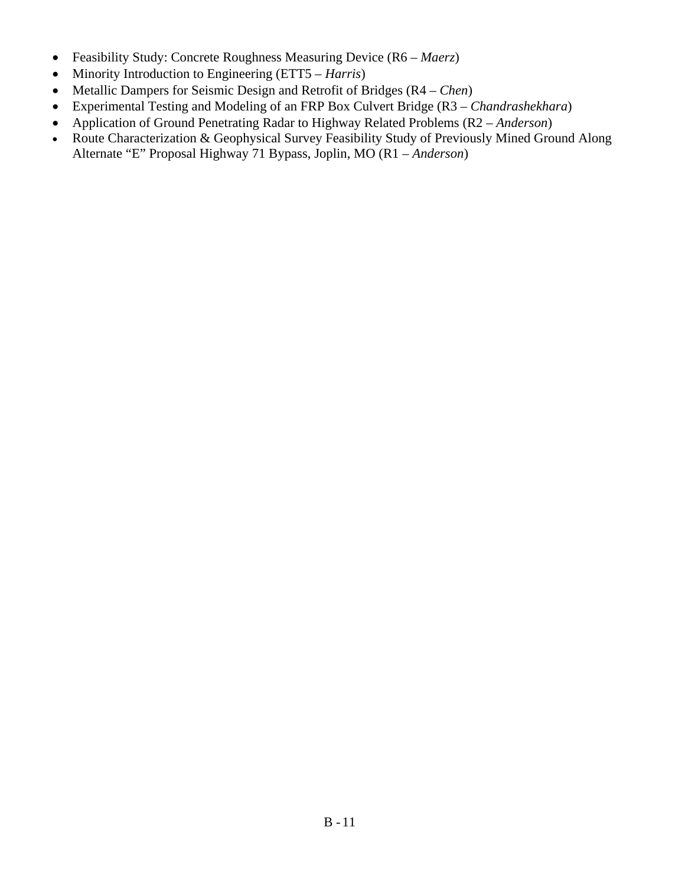- Feasibility Study: Concrete Roughness Measuring Device (R6 – *Maerz*)
- Minority Introduction to Engineering (ETT5 – *Harris*)
- Metallic Dampers for Seismic Design and Retrofit of Bridges (R4 – *Chen*)
- Experimental Testing and Modeling of an FRP Box Culvert Bridge (R3 – *Chandrashekhara*)
- Application of Ground Penetrating Radar to Highway Related Problems (R2 – *Anderson*)
- Route Characterization & Geophysical Survey Feasibility Study of Previously Mined Ground Along Alternate "E" Proposal Highway 71 Bypass, Joplin, MO (R1 – *Anderson*)